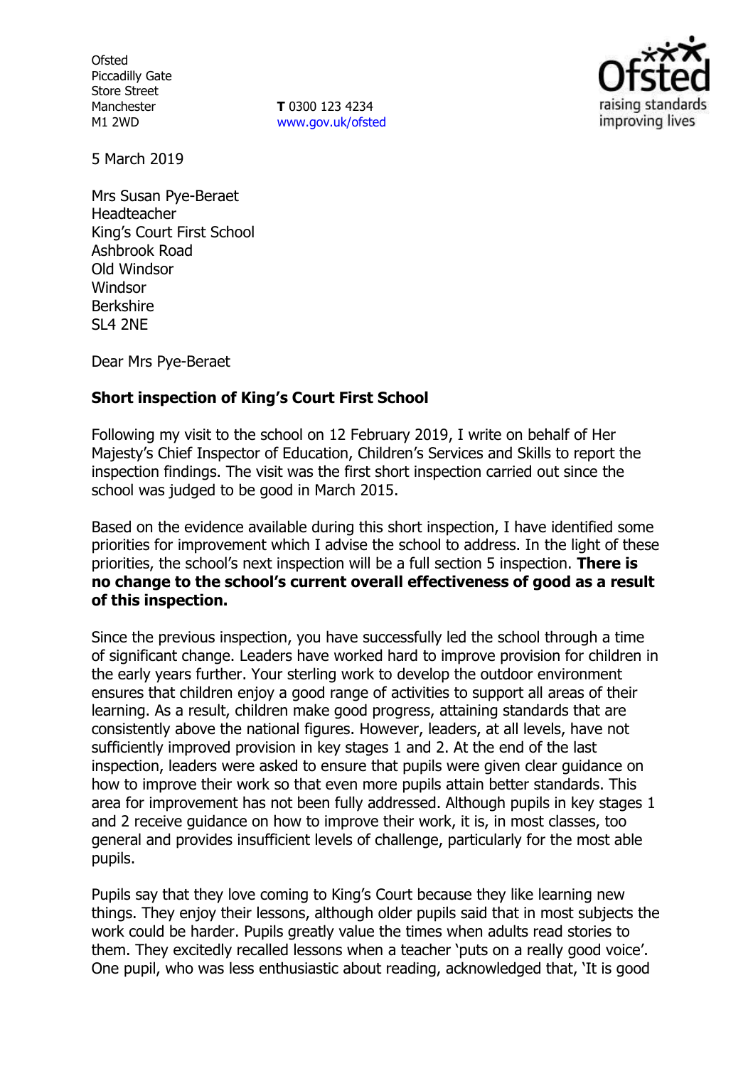Ofsted
Piccadilly Gate
Store Street
Manchester
M1 2WD

**T** 0300 123 4234
www.gov.uk/ofsted

5 March 2019

Mrs Susan Pye-Beraet
Headteacher
King's Court First School
Ashbrook Road
Old Windsor
Windsor
Berkshire
SL4 2NE

Dear Mrs Pye-Beraet

**Short inspection of King's Court First School**

Following my visit to the school on 12 February 2019, I write on behalf of Her Majesty's Chief Inspector of Education, Children's Services and Skills to report the inspection findings. The visit was the first short inspection carried out since the school was judged to be good in March 2015.

Based on the evidence available during this short inspection, I have identified some priorities for improvement which I advise the school to address. In the light of these priorities, the school's next inspection will be a full section 5 inspection. **There is no change to the school's current overall effectiveness of good as a result of this inspection.**

Since the previous inspection, you have successfully led the school through a time of significant change. Leaders have worked hard to improve provision for children in the early years further. Your sterling work to develop the outdoor environment ensures that children enjoy a good range of activities to support all areas of their learning. As a result, children make good progress, attaining standards that are consistently above the national figures. However, leaders, at all levels, have not sufficiently improved provision in key stages 1 and 2. At the end of the last inspection, leaders were asked to ensure that pupils were given clear guidance on how to improve their work so that even more pupils attain better standards. This area for improvement has not been fully addressed. Although pupils in key stages 1 and 2 receive guidance on how to improve their work, it is, in most classes, too general and provides insufficient levels of challenge, particularly for the most able pupils.

Pupils say that they love coming to King's Court because they like learning new things. They enjoy their lessons, although older pupils said that in most subjects the work could be harder. Pupils greatly value the times when adults read stories to them. They excitedly recalled lessons when a teacher 'puts on a really good voice'. One pupil, who was less enthusiastic about reading, acknowledged that, 'It is good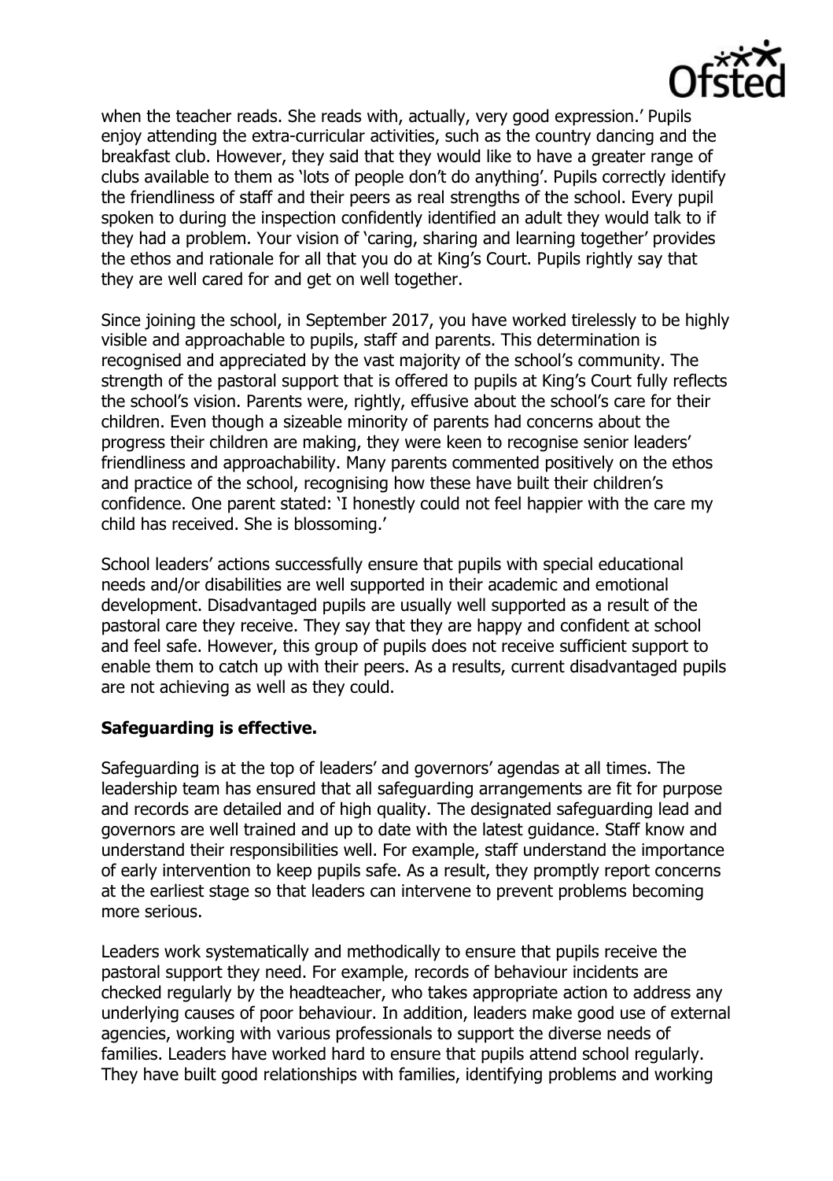when the teacher reads. She reads with, actually, very good expression.' Pupils enjoy attending the extra-curricular activities, such as the country dancing and the breakfast club. However, they said that they would like to have a greater range of clubs available to them as 'lots of people don't do anything'. Pupils correctly identify the friendliness of staff and their peers as real strengths of the school. Every pupil spoken to during the inspection confidently identified an adult they would talk to if they had a problem. Your vision of 'caring, sharing and learning together' provides the ethos and rationale for all that you do at King's Court. Pupils rightly say that they are well cared for and get on well together.

Since joining the school, in September 2017, you have worked tirelessly to be highly visible and approachable to pupils, staff and parents. This determination is recognised and appreciated by the vast majority of the school's community. The strength of the pastoral support that is offered to pupils at King's Court fully reflects the school's vision. Parents were, rightly, effusive about the school's care for their children. Even though a sizeable minority of parents had concerns about the progress their children are making, they were keen to recognise senior leaders' friendliness and approachability. Many parents commented positively on the ethos and practice of the school, recognising how these have built their children's confidence. One parent stated: 'I honestly could not feel happier with the care my child has received. She is blossoming.'

School leaders' actions successfully ensure that pupils with special educational needs and/or disabilities are well supported in their academic and emotional development. Disadvantaged pupils are usually well supported as a result of the pastoral care they receive. They say that they are happy and confident at school and feel safe. However, this group of pupils does not receive sufficient support to enable them to catch up with their peers. As a results, current disadvantaged pupils are not achieving as well as they could.

**Safeguarding is effective.**

Safeguarding is at the top of leaders' and governors' agendas at all times. The leadership team has ensured that all safeguarding arrangements are fit for purpose and records are detailed and of high quality. The designated safeguarding lead and governors are well trained and up to date with the latest guidance. Staff know and understand their responsibilities well. For example, staff understand the importance of early intervention to keep pupils safe. As a result, they promptly report concerns at the earliest stage so that leaders can intervene to prevent problems becoming more serious.

Leaders work systematically and methodically to ensure that pupils receive the pastoral support they need. For example, records of behaviour incidents are checked regularly by the headteacher, who takes appropriate action to address any underlying causes of poor behaviour. In addition, leaders make good use of external agencies, working with various professionals to support the diverse needs of families. Leaders have worked hard to ensure that pupils attend school regularly. They have built good relationships with families, identifying problems and working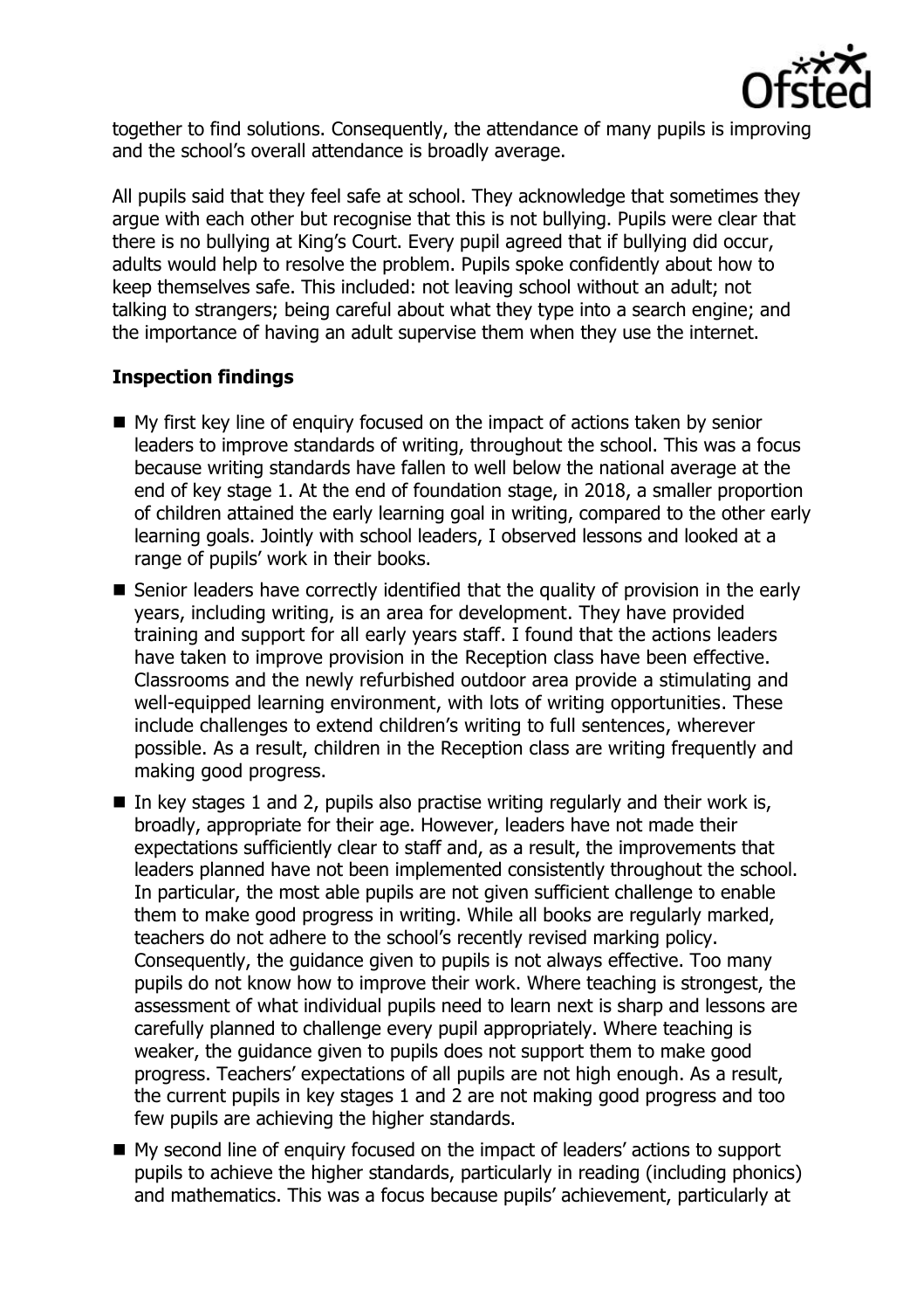together to find solutions. Consequently, the attendance of many pupils is improving and the school's overall attendance is broadly average.

All pupils said that they feel safe at school. They acknowledge that sometimes they argue with each other but recognise that this is not bullying. Pupils were clear that there is no bullying at King's Court. Every pupil agreed that if bullying did occur, adults would help to resolve the problem. Pupils spoke confidently about how to keep themselves safe. This included: not leaving school without an adult; not talking to strangers; being careful about what they type into a search engine; and the importance of having an adult supervise them when they use the internet.

## Inspection findings

- My first key line of enquiry focused on the impact of actions taken by senior leaders to improve standards of writing, throughout the school. This was a focus because writing standards have fallen to well below the national average at the end of key stage 1. At the end of foundation stage, in 2018, a smaller proportion of children attained the early learning goal in writing, compared to the other early learning goals. Jointly with school leaders, I observed lessons and looked at a range of pupils' work in their books.
- Senior leaders have correctly identified that the quality of provision in the early years, including writing, is an area for development. They have provided training and support for all early years staff. I found that the actions leaders have taken to improve provision in the Reception class have been effective. Classrooms and the newly refurbished outdoor area provide a stimulating and well-equipped learning environment, with lots of writing opportunities. These include challenges to extend children's writing to full sentences, wherever possible. As a result, children in the Reception class are writing frequently and making good progress.
- In key stages 1 and 2, pupils also practise writing regularly and their work is, broadly, appropriate for their age. However, leaders have not made their expectations sufficiently clear to staff and, as a result, the improvements that leaders planned have not been implemented consistently throughout the school. In particular, the most able pupils are not given sufficient challenge to enable them to make good progress in writing. While all books are regularly marked, teachers do not adhere to the school's recently revised marking policy. Consequently, the guidance given to pupils is not always effective. Too many pupils do not know how to improve their work. Where teaching is strongest, the assessment of what individual pupils need to learn next is sharp and lessons are carefully planned to challenge every pupil appropriately. Where teaching is weaker, the guidance given to pupils does not support them to make good progress. Teachers' expectations of all pupils are not high enough. As a result, the current pupils in key stages 1 and 2 are not making good progress and too few pupils are achieving the higher standards.
- My second line of enquiry focused on the impact of leaders' actions to support pupils to achieve the higher standards, particularly in reading (including phonics) and mathematics. This was a focus because pupils' achievement, particularly at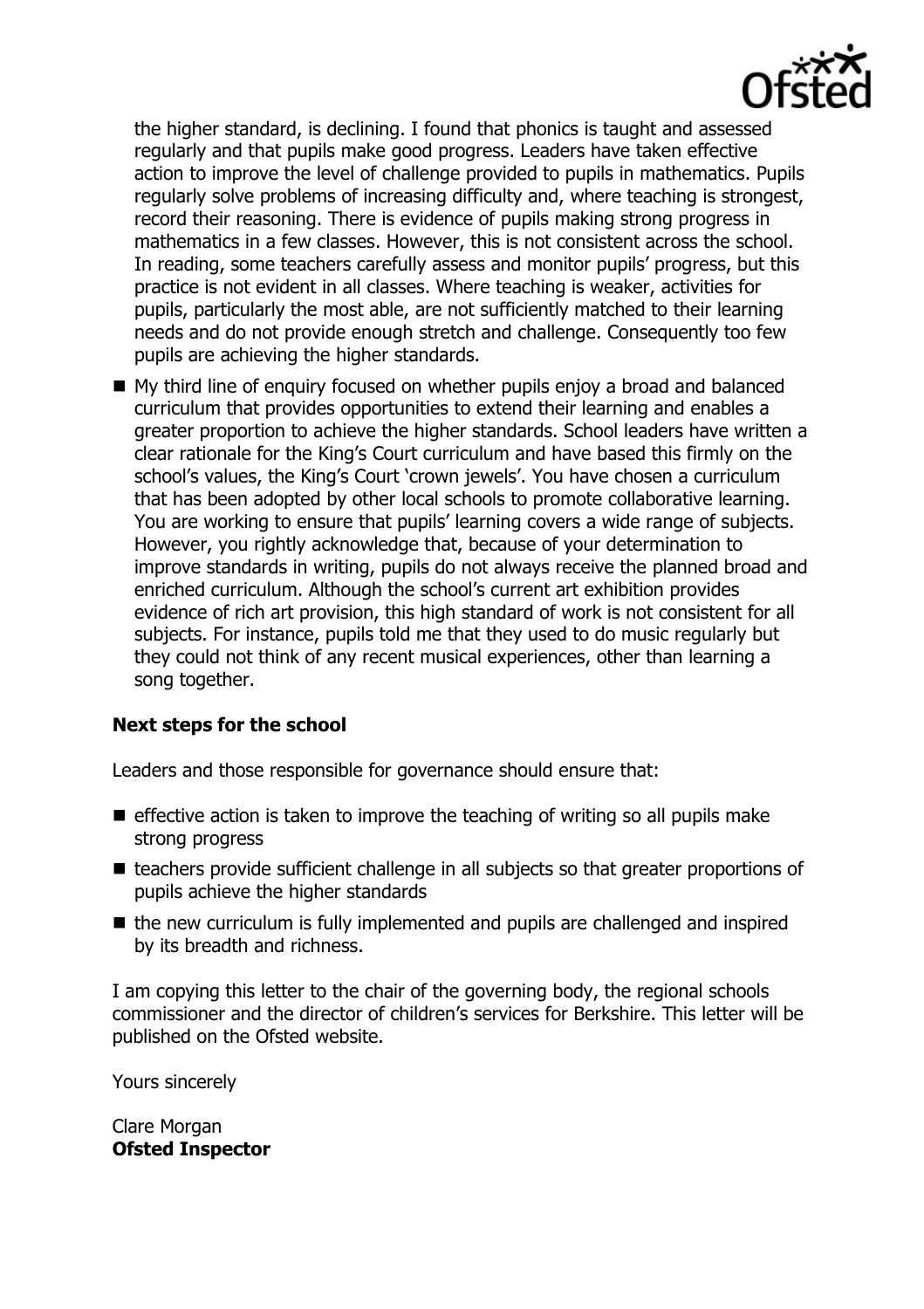the higher standard, is declining. I found that phonics is taught and assessed regularly and that pupils make good progress. Leaders have taken effective action to improve the level of challenge provided to pupils in mathematics. Pupils regularly solve problems of increasing difficulty and, where teaching is strongest, record their reasoning. There is evidence of pupils making strong progress in mathematics in a few classes. However, this is not consistent across the school. In reading, some teachers carefully assess and monitor pupils' progress, but this practice is not evident in all classes. Where teaching is weaker, activities for pupils, particularly the most able, are not sufficiently matched to their learning needs and do not provide enough stretch and challenge. Consequently too few pupils are achieving the higher standards.

- My third line of enquiry focused on whether pupils enjoy a broad and balanced curriculum that provides opportunities to extend their learning and enables a greater proportion to achieve the higher standards. School leaders have written a clear rationale for the King's Court curriculum and have based this firmly on the school's values, the King's Court 'crown jewels'. You have chosen a curriculum that has been adopted by other local schools to promote collaborative learning. You are working to ensure that pupils' learning covers a wide range of subjects. However, you rightly acknowledge that, because of your determination to improve standards in writing, pupils do not always receive the planned broad and enriched curriculum. Although the school's current art exhibition provides evidence of rich art provision, this high standard of work is not consistent for all subjects. For instance, pupils told me that they used to do music regularly but they could not think of any recent musical experiences, other than learning a song together.

**Next steps for the school**

Leaders and those responsible for governance should ensure that:

- effective action is taken to improve the teaching of writing so all pupils make strong progress
- teachers provide sufficient challenge in all subjects so that greater proportions of pupils achieve the higher standards
- the new curriculum is fully implemented and pupils are challenged and inspired by its breadth and richness.

I am copying this letter to the chair of the governing body, the regional schools commissioner and the director of children's services for Berkshire. This letter will be published on the Ofsted website.

Yours sincerely

Clare Morgan
**Ofsted Inspector**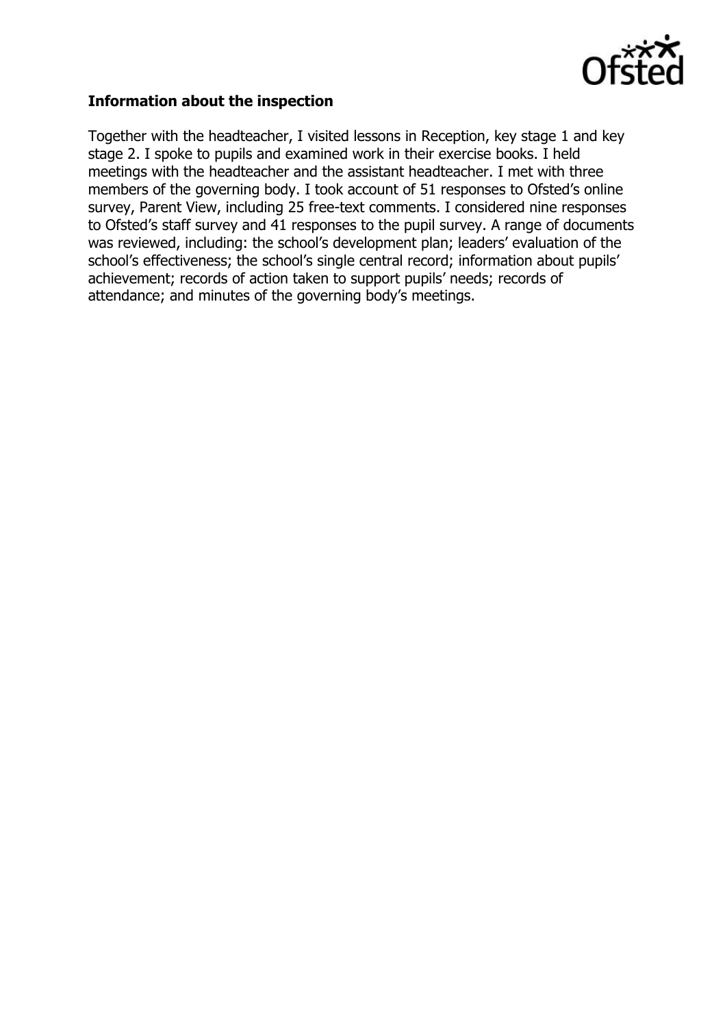**Information about the inspection**

Together with the headteacher, I visited lessons in Reception, key stage 1 and key stage 2. I spoke to pupils and examined work in their exercise books. I held meetings with the headteacher and the assistant headteacher. I met with three members of the governing body. I took account of 51 responses to Ofsted's online survey, Parent View, including 25 free-text comments. I considered nine responses to Ofsted's staff survey and 41 responses to the pupil survey. A range of documents was reviewed, including: the school's development plan; leaders' evaluation of the school's effectiveness; the school's single central record; information about pupils' achievement; records of action taken to support pupils' needs; records of attendance; and minutes of the governing body's meetings.